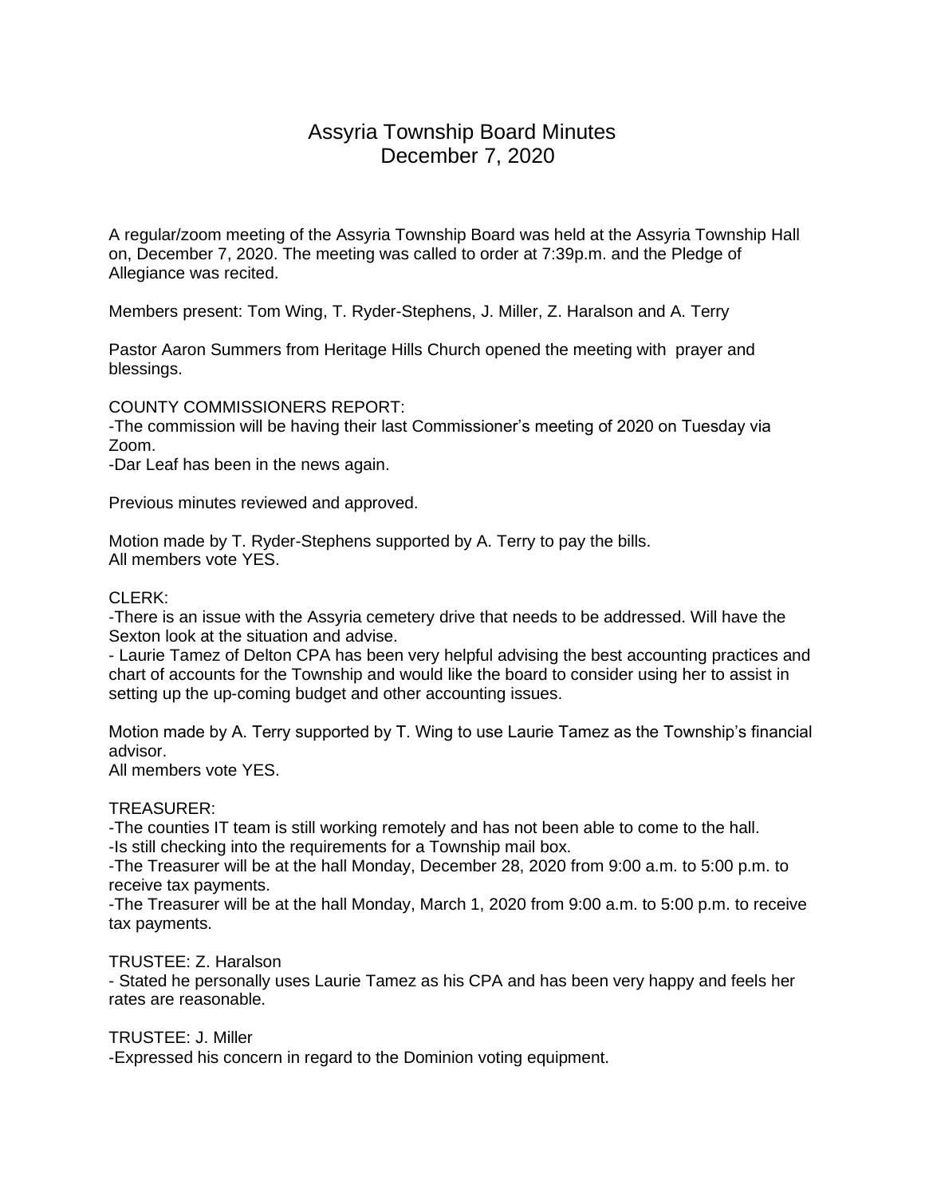# Assyria Township Board Minutes
## December 7, 2020

A regular/zoom meeting of the Assyria Township Board was held at the Assyria Township Hall on, December 7, 2020. The meeting was called to order at 7:39p.m. and the Pledge of Allegiance was recited.

Members present: Tom Wing, T. Ryder-Stephens, J. Miller, Z. Haralson and A. Terry

Pastor Aaron Summers from Heritage Hills Church opened the meeting with prayer and blessings.

COUNTY COMMISSIONERS REPORT:
-The commission will be having their last Commissioner's meeting of 2020 on Tuesday via Zoom.
-Dar Leaf has been in the news again.

Previous minutes reviewed and approved.

Motion made by T. Ryder-Stephens supported by A. Terry to pay the bills.
All members vote YES.

CLERK:
-There is an issue with the Assyria cemetery drive that needs to be addressed. Will have the Sexton look at the situation and advise.
- Laurie Tamez of Delton CPA has been very helpful advising the best accounting practices and chart of accounts for the Township and would like the board to consider using her to assist in setting up the up-coming budget and other accounting issues.

Motion made by A. Terry supported by T. Wing to use Laurie Tamez as the Township's financial advisor.
All members vote YES.

TREASURER:
-The counties IT team is still working remotely and has not been able to come to the hall.
-Is still checking into the requirements for a Township mail box.
-The Treasurer will be at the hall Monday, December 28, 2020 from 9:00 a.m. to 5:00 p.m. to receive tax payments.
-The Treasurer will be at the hall Monday, March 1, 2020 from 9:00 a.m. to 5:00 p.m. to receive tax payments.

TRUSTEE: Z. Haralson
- Stated he personally uses Laurie Tamez as his CPA and has been very happy and feels her rates are reasonable.

TRUSTEE: J. Miller
-Expressed his concern in regard to the Dominion voting equipment.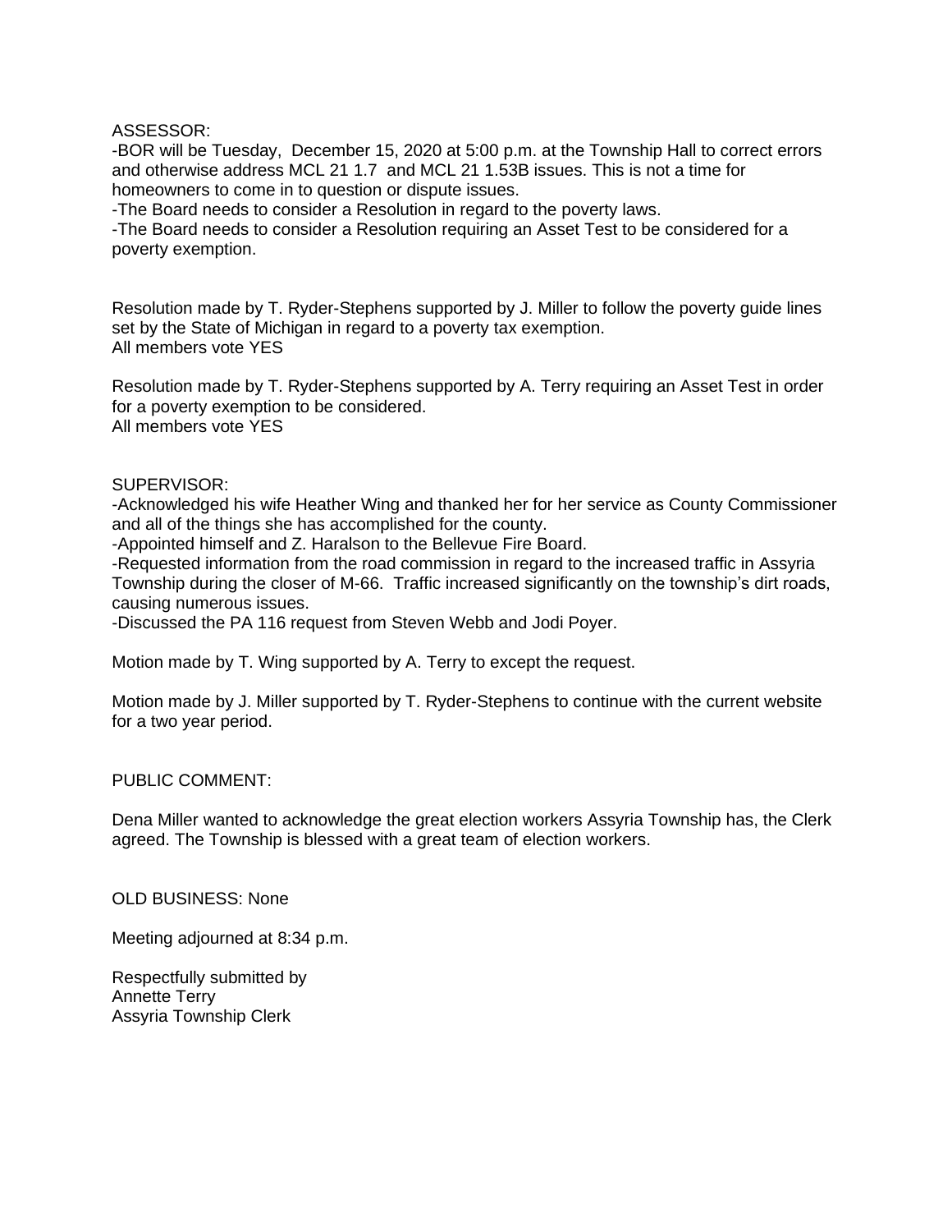ASSESSOR:

-BOR will be Tuesday, December 15, 2020 at 5:00 p.m. at the Township Hall to correct errors and otherwise address MCL 21 1.7 and MCL 21 1.53B issues. This is not a time for homeowners to come in to question or dispute issues.

-The Board needs to consider a Resolution in regard to the poverty laws.

-The Board needs to consider a Resolution requiring an Asset Test to be considered for a poverty exemption.

Resolution made by T. Ryder-Stephens supported by J. Miller to follow the poverty guide lines set by the State of Michigan in regard to a poverty tax exemption.
All members vote YES

Resolution made by T. Ryder-Stephens supported by A. Terry requiring an Asset Test in order for a poverty exemption to be considered.
All members vote YES

SUPERVISOR:

-Acknowledged his wife Heather Wing and thanked her for her service as County Commissioner and all of the things she has accomplished for the county.

-Appointed himself and Z. Haralson to the Bellevue Fire Board.

-Requested information from the road commission in regard to the increased traffic in Assyria Township during the closer of M-66. Traffic increased significantly on the township's dirt roads, causing numerous issues.

-Discussed the PA 116 request from Steven Webb and Jodi Poyer.

Motion made by T. Wing supported by A. Terry to except the request.

Motion made by J. Miller supported by T. Ryder-Stephens to continue with the current website for a two year period.

PUBLIC COMMENT:

Dena Miller wanted to acknowledge the great election workers Assyria Township has, the Clerk agreed. The Township is blessed with a great team of election workers.

OLD BUSINESS: None

Meeting adjourned at 8:34 p.m.

Respectfully submitted by
Annette Terry
Assyria Township Clerk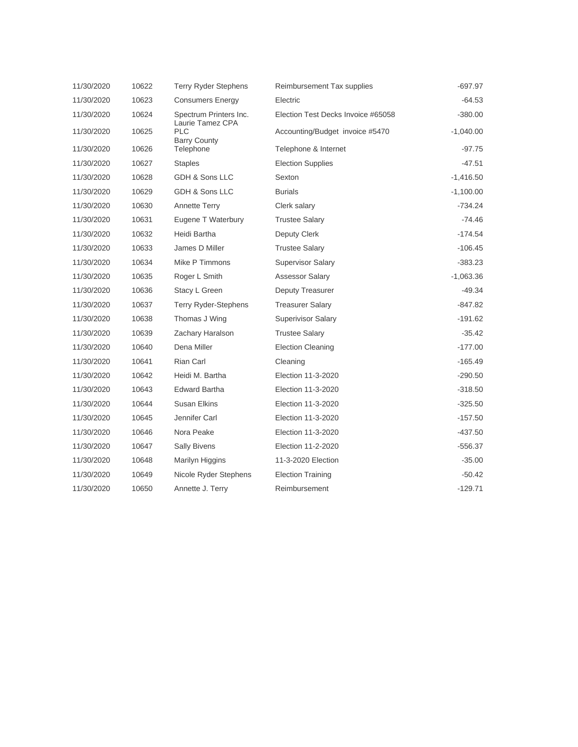| | | | | |
|---|---|---|---|---|
| 11/30/2020 | 10622 | Terry Ryder Stephens | Reimbursement Tax supplies | -697.97 |
| 11/30/2020 | 10623 | Consumers Energy | Electric | -64.53 |
| 11/30/2020 | 10624 | Spectrum Printers Inc. | Election Test Decks Invoice #65058 | -380.00 |
| 11/30/2020 | 10625 | Laurie Tamez CPA PLC | Accounting/Budget invoice #5470 | -1,040.00 |
| 11/30/2020 | 10626 | Barry County Telephone | Telephone & Internet | -97.75 |
| 11/30/2020 | 10627 | Staples | Election Supplies | -47.51 |
| 11/30/2020 | 10628 | GDH & Sons LLC | Sexton | -1,416.50 |
| 11/30/2020 | 10629 | GDH & Sons LLC | Burials | -1,100.00 |
| 11/30/2020 | 10630 | Annette Terry | Clerk salary | -734.24 |
| 11/30/2020 | 10631 | Eugene T Waterbury | Trustee Salary | -74.46 |
| 11/30/2020 | 10632 | Heidi Bartha | Deputy Clerk | -174.54 |
| 11/30/2020 | 10633 | James D Miller | Trustee Salary | -106.45 |
| 11/30/2020 | 10634 | Mike P Timmons | Supervisor Salary | -383.23 |
| 11/30/2020 | 10635 | Roger L Smith | Assessor Salary | -1,063.36 |
| 11/30/2020 | 10636 | Stacy L Green | Deputy Treasurer | -49.34 |
| 11/30/2020 | 10637 | Terry Ryder-Stephens | Treasurer Salary | -847.82 |
| 11/30/2020 | 10638 | Thomas J Wing | Superivisor Salary | -191.62 |
| 11/30/2020 | 10639 | Zachary Haralson | Trustee Salary | -35.42 |
| 11/30/2020 | 10640 | Dena Miller | Election Cleaning | -177.00 |
| 11/30/2020 | 10641 | Rian Carl | Cleaning | -165.49 |
| 11/30/2020 | 10642 | Heidi M. Bartha | Election 11-3-2020 | -290.50 |
| 11/30/2020 | 10643 | Edward Bartha | Election 11-3-2020 | -318.50 |
| 11/30/2020 | 10644 | Susan Elkins | Election 11-3-2020 | -325.50 |
| 11/30/2020 | 10645 | Jennifer Carl | Election 11-3-2020 | -157.50 |
| 11/30/2020 | 10646 | Nora Peake | Election 11-3-2020 | -437.50 |
| 11/30/2020 | 10647 | Sally Bivens | Election 11-2-2020 | -556.37 |
| 11/30/2020 | 10648 | Marilyn Higgins | 11-3-2020 Election | -35.00 |
| 11/30/2020 | 10649 | Nicole Ryder Stephens | Election Training | -50.42 |
| 11/30/2020 | 10650 | Annette J. Terry | Reimbursement | -129.71 |